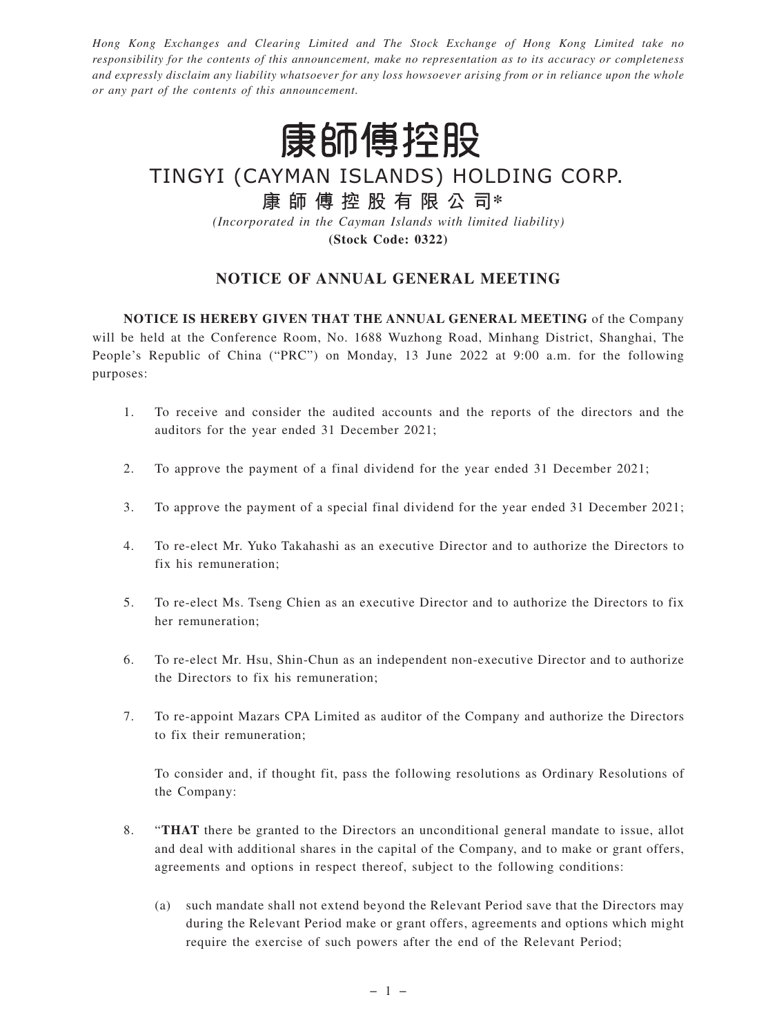*Hong Kong Exchanges and Clearing Limited and The Stock Exchange of Hong Kong Limited take no responsibility for the contents of this announcement, make no representation as to its accuracy or completeness and expressly disclaim any liability whatsoever for any loss howsoever arising from or in reliance upon the whole or any part of the contents of this announcement.*

# 康師傅控股

# TINGYI (CAYMAN ISLANDS) HOLDING CORP.

## 康師傅控股有限公司*

*(Incorporated in the Cayman Islands with limited liability)*

**(Stock Code: 0322)**

## NOTICE OF ANNUAL GENERAL MEETING

**NOTICE IS HEREBY GIVEN THAT THE ANNUAL GENERAL MEETING** of the Company will be held at the Conference Room, No. 1688 Wuzhong Road, Minhang District, Shanghai, The People's Republic of China ("PRC") on Monday, 13 June 2022 at 9:00 a.m. for the following purposes:

1. To receive and consider the audited accounts and the reports of the directors and the auditors for the year ended 31 December 2021;
2. To approve the payment of a final dividend for the year ended 31 December 2021;
3. To approve the payment of a special final dividend for the year ended 31 December 2021;
4. To re-elect Mr. Yuko Takahashi as an executive Director and to authorize the Directors to fix his remuneration;
5. To re-elect Ms. Tseng Chien as an executive Director and to authorize the Directors to fix her remuneration;
6. To re-elect Mr. Hsu, Shin-Chun as an independent non-executive Director and to authorize the Directors to fix his remuneration;
7. To re-appoint Mazars CPA Limited as auditor of the Company and authorize the Directors to fix their remuneration;

   To consider and, if thought fit, pass the following resolutions as Ordinary Resolutions of the Company:

8. "**THAT** there be granted to the Directors an unconditional general mandate to issue, allot and deal with additional shares in the capital of the Company, and to make or grant offers, agreements and options in respect thereof, subject to the following conditions:

   (a) such mandate shall not extend beyond the Relevant Period save that the Directors may during the Relevant Period make or grant offers, agreements and options which might require the exercise of such powers after the end of the Relevant Period;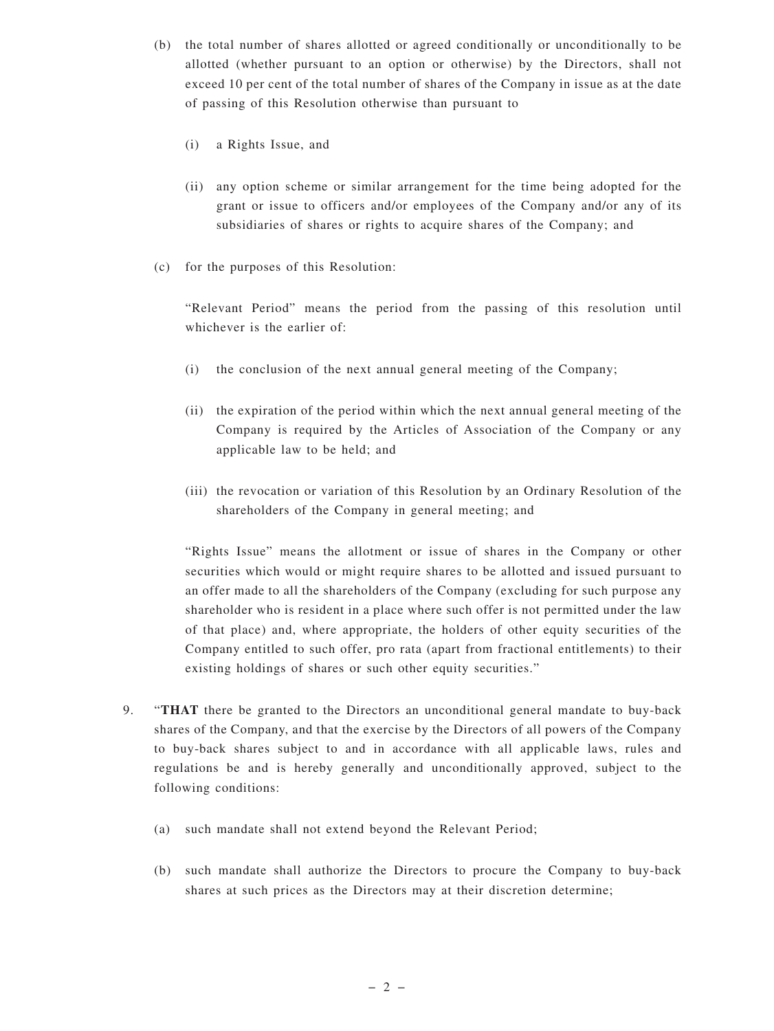(b) the total number of shares allotted or agreed conditionally or unconditionally to be allotted (whether pursuant to an option or otherwise) by the Directors, shall not exceed 10 per cent of the total number of shares of the Company in issue as at the date of passing of this Resolution otherwise than pursuant to

   (i) a Rights Issue, and

   (ii) any option scheme or similar arrangement for the time being adopted for the grant or issue to officers and/or employees of the Company and/or any of its subsidiaries of shares or rights to acquire shares of the Company; and

(c) for the purposes of this Resolution:

   "Relevant Period" means the period from the passing of this resolution until whichever is the earlier of:

   (i) the conclusion of the next annual general meeting of the Company;

   (ii) the expiration of the period within which the next annual general meeting of the Company is required by the Articles of Association of the Company or any applicable law to be held; and

   (iii) the revocation or variation of this Resolution by an Ordinary Resolution of the shareholders of the Company in general meeting; and

   "Rights Issue" means the allotment or issue of shares in the Company or other securities which would or might require shares to be allotted and issued pursuant to an offer made to all the shareholders of the Company (excluding for such purpose any shareholder who is resident in a place where such offer is not permitted under the law of that place) and, where appropriate, the holders of other equity securities of the Company entitled to such offer, pro rata (apart from fractional entitlements) to their existing holdings of shares or such other equity securities."

9. "**THAT** there be granted to the Directors an unconditional general mandate to buy-back shares of the Company, and that the exercise by the Directors of all powers of the Company to buy-back shares subject to and in accordance with all applicable laws, rules and regulations be and is hereby generally and unconditionally approved, subject to the following conditions:

   (a) such mandate shall not extend beyond the Relevant Period;

   (b) such mandate shall authorize the Directors to procure the Company to buy-back shares at such prices as the Directors may at their discretion determine;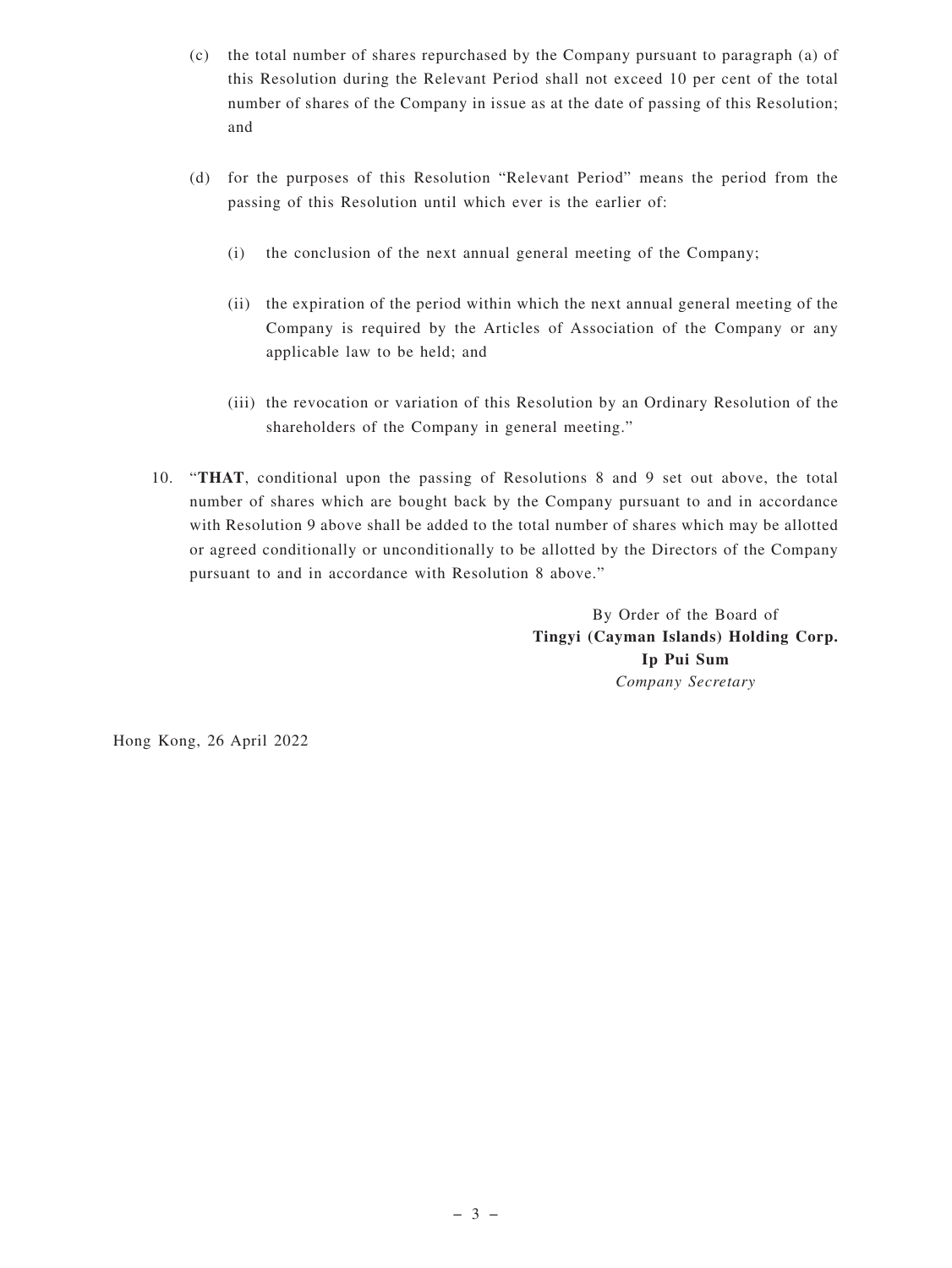(c) the total number of shares repurchased by the Company pursuant to paragraph (a) of this Resolution during the Relevant Period shall not exceed 10 per cent of the total number of shares of the Company in issue as at the date of passing of this Resolution; and

(d) for the purposes of this Resolution "Relevant Period" means the period from the passing of this Resolution until which ever is the earlier of:

(i) the conclusion of the next annual general meeting of the Company;

(ii) the expiration of the period within which the next annual general meeting of the Company is required by the Articles of Association of the Company or any applicable law to be held; and

(iii) the revocation or variation of this Resolution by an Ordinary Resolution of the shareholders of the Company in general meeting."

10. "**THAT**, conditional upon the passing of Resolutions 8 and 9 set out above, the total number of shares which are bought back by the Company pursuant to and in accordance with Resolution 9 above shall be added to the total number of shares which may be allotted or agreed conditionally or unconditionally to be allotted by the Directors of the Company pursuant to and in accordance with Resolution 8 above."

By Order of the Board of
**Tingyi (Cayman Islands) Holding Corp.**
**Ip Pui Sum**
*Company Secretary*

Hong Kong, 26 April 2022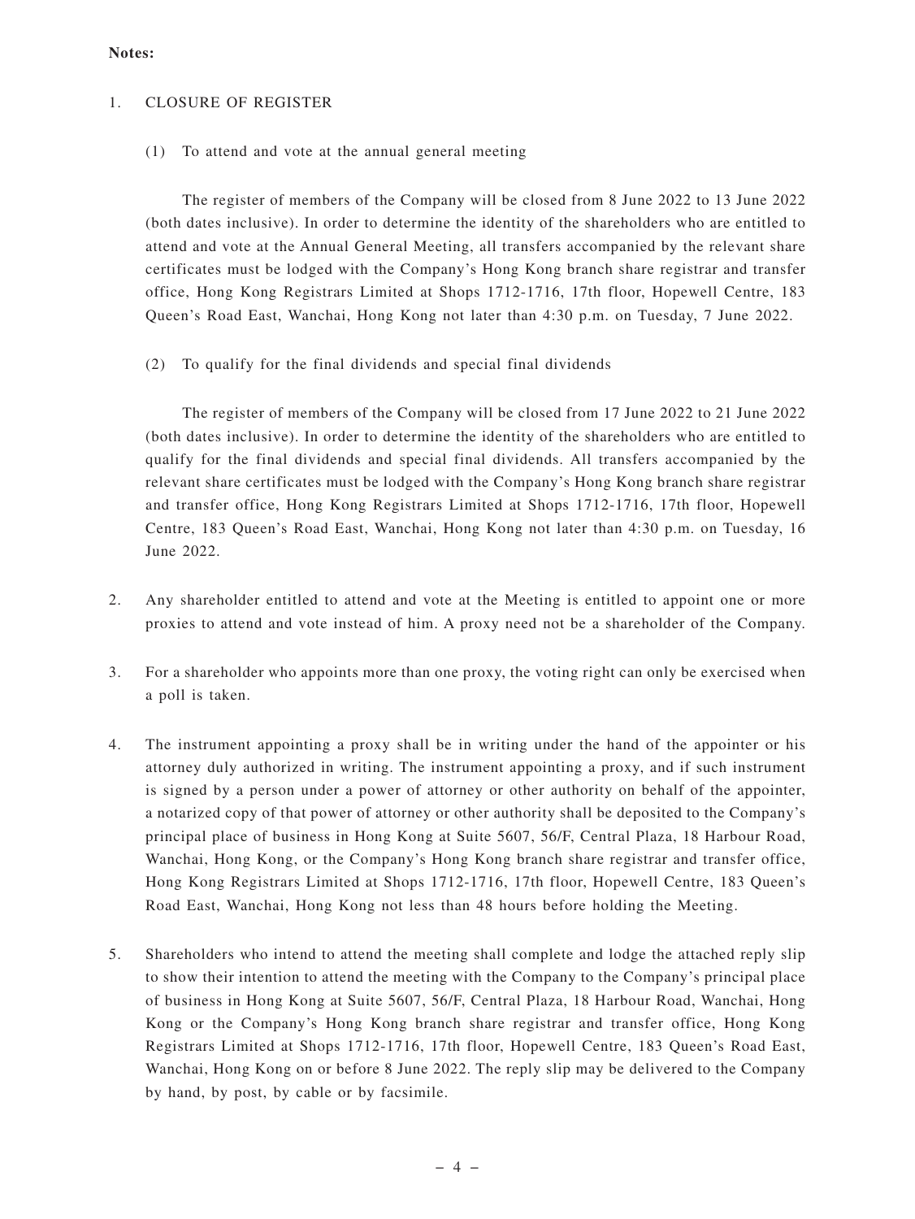**Notes:**

1. CLOSURE OF REGISTER

   (1) To attend and vote at the annual general meeting

   The register of members of the Company will be closed from 8 June 2022 to 13 June 2022 (both dates inclusive). In order to determine the identity of the shareholders who are entitled to attend and vote at the Annual General Meeting, all transfers accompanied by the relevant share certificates must be lodged with the Company's Hong Kong branch share registrar and transfer office, Hong Kong Registrars Limited at Shops 1712-1716, 17th floor, Hopewell Centre, 183 Queen's Road East, Wanchai, Hong Kong not later than 4:30 p.m. on Tuesday, 7 June 2022.

   (2) To qualify for the final dividends and special final dividends

   The register of members of the Company will be closed from 17 June 2022 to 21 June 2022 (both dates inclusive). In order to determine the identity of the shareholders who are entitled to qualify for the final dividends and special final dividends. All transfers accompanied by the relevant share certificates must be lodged with the Company's Hong Kong branch share registrar and transfer office, Hong Kong Registrars Limited at Shops 1712-1716, 17th floor, Hopewell Centre, 183 Queen's Road East, Wanchai, Hong Kong not later than 4:30 p.m. on Tuesday, 16 June 2022.

2. Any shareholder entitled to attend and vote at the Meeting is entitled to appoint one or more proxies to attend and vote instead of him. A proxy need not be a shareholder of the Company.

3. For a shareholder who appoints more than one proxy, the voting right can only be exercised when a poll is taken.

4. The instrument appointing a proxy shall be in writing under the hand of the appointer or his attorney duly authorized in writing. The instrument appointing a proxy, and if such instrument is signed by a person under a power of attorney or other authority on behalf of the appointer, a notarized copy of that power of attorney or other authority shall be deposited to the Company's principal place of business in Hong Kong at Suite 5607, 56/F, Central Plaza, 18 Harbour Road, Wanchai, Hong Kong, or the Company's Hong Kong branch share registrar and transfer office, Hong Kong Registrars Limited at Shops 1712-1716, 17th floor, Hopewell Centre, 183 Queen's Road East, Wanchai, Hong Kong not less than 48 hours before holding the Meeting.

5. Shareholders who intend to attend the meeting shall complete and lodge the attached reply slip to show their intention to attend the meeting with the Company to the Company's principal place of business in Hong Kong at Suite 5607, 56/F, Central Plaza, 18 Harbour Road, Wanchai, Hong Kong or the Company's Hong Kong branch share registrar and transfer office, Hong Kong Registrars Limited at Shops 1712-1716, 17th floor, Hopewell Centre, 183 Queen's Road East, Wanchai, Hong Kong on or before 8 June 2022. The reply slip may be delivered to the Company by hand, by post, by cable or by facsimile.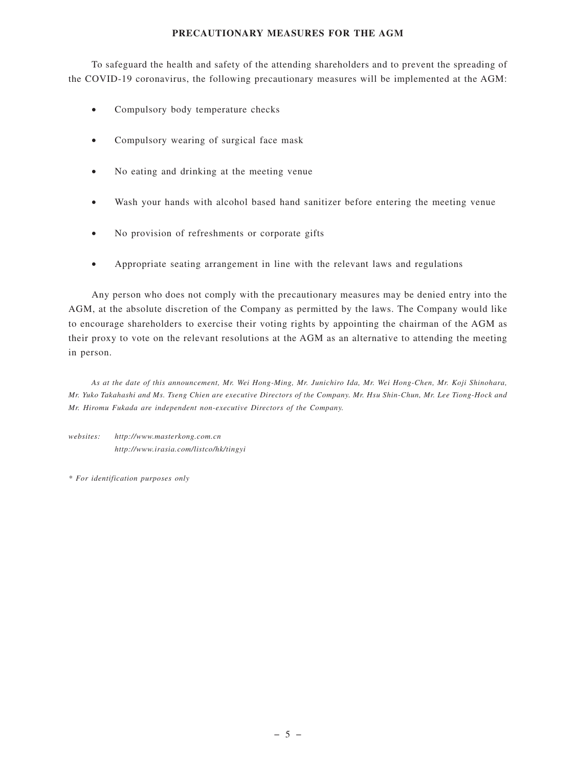## PRECAUTIONARY MEASURES FOR THE AGM

To safeguard the health and safety of the attending shareholders and to prevent the spreading of the COVID-19 coronavirus, the following precautionary measures will be implemented at the AGM:

- Compulsory body temperature checks
- Compulsory wearing of surgical face mask
- No eating and drinking at the meeting venue
- Wash your hands with alcohol based hand sanitizer before entering the meeting venue
- No provision of refreshments or corporate gifts
- Appropriate seating arrangement in line with the relevant laws and regulations

Any person who does not comply with the precautionary measures may be denied entry into the AGM, at the absolute discretion of the Company as permitted by the laws. The Company would like to encourage shareholders to exercise their voting rights by appointing the chairman of the AGM as their proxy to vote on the relevant resolutions at the AGM as an alternative to attending the meeting in person.

*As at the date of this announcement, Mr. Wei Hong-Ming, Mr. Junichiro Ida, Mr. Wei Hong-Chen, Mr. Koji Shinohara, Mr. Yuko Takahashi and Ms. Tseng Chien are executive Directors of the Company. Mr. Hsu Shin-Chun, Mr. Lee Tiong-Hock and Mr. Hiromu Fukada are independent non-executive Directors of the Company.*

*websites: http://www.masterkong.com.cn*
*http://www.irasia.com/listco/hk/tingyi*

*\* For identification purposes only*